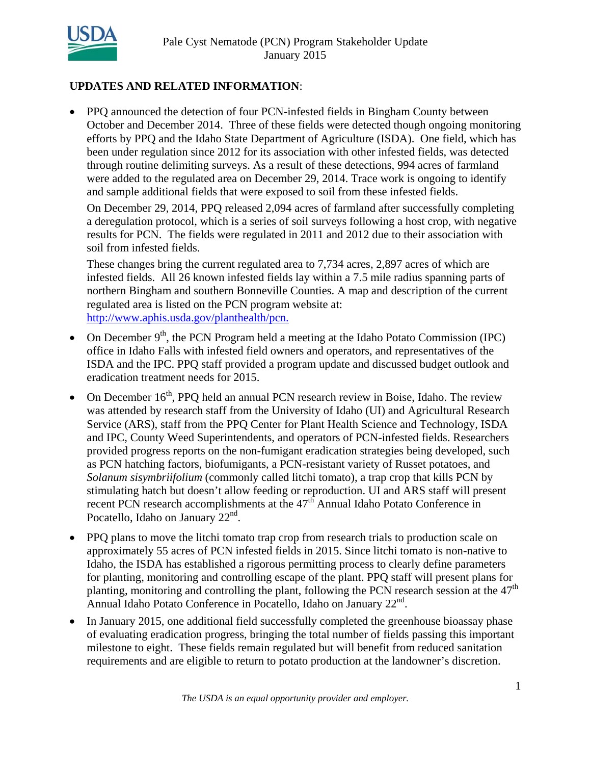Pale Cyst Nematode (PCN) Program Stakeholder Update
January 2015

**UPDATES AND RELATED INFORMATION**:

- PPQ announced the detection of four PCN-infested fields in Bingham County between October and December 2014. Three of these fields were detected though ongoing monitoring efforts by PPQ and the Idaho State Department of Agriculture (ISDA). One field, which has been under regulation since 2012 for its association with other infested fields, was detected through routine delimiting surveys. As a result of these detections, 994 acres of farmland were added to the regulated area on December 29, 2014. Trace work is ongoing to identify and sample additional fields that were exposed to soil from these infested fields.

  On December 29, 2014, PPQ released 2,094 acres of farmland after successfully completing a deregulation protocol, which is a series of soil surveys following a host crop, with negative results for PCN. The fields were regulated in 2011 and 2012 due to their association with soil from infested fields.

  These changes bring the current regulated area to 7,734 acres, 2,897 acres of which are infested fields. All 26 known infested fields lay within a 7.5 mile radius spanning parts of northern Bingham and southern Bonneville Counties. A map and description of the current regulated area is listed on the PCN program website at: http://www.aphis.usda.gov/planthealth/pcn.

- On December 9th, the PCN Program held a meeting at the Idaho Potato Commission (IPC) office in Idaho Falls with infested field owners and operators, and representatives of the ISDA and the IPC. PPQ staff provided a program update and discussed budget outlook and eradication treatment needs for 2015.

- On December 16th, PPQ held an annual PCN research review in Boise, Idaho. The review was attended by research staff from the University of Idaho (UI) and Agricultural Research Service (ARS), staff from the PPQ Center for Plant Health Science and Technology, ISDA and IPC, County Weed Superintendents, and operators of PCN-infested fields. Researchers provided progress reports on the non-fumigant eradication strategies being developed, such as PCN hatching factors, biofumigants, a PCN-resistant variety of Russet potatoes, and *Solanum sisymbriifolium* (commonly called litchi tomato), a trap crop that kills PCN by stimulating hatch but doesn't allow feeding or reproduction. UI and ARS staff will present recent PCN research accomplishments at the 47th Annual Idaho Potato Conference in Pocatello, Idaho on January 22nd.

- PPQ plans to move the litchi tomato trap crop from research trials to production scale on approximately 55 acres of PCN infested fields in 2015. Since litchi tomato is non-native to Idaho, the ISDA has established a rigorous permitting process to clearly define parameters for planting, monitoring and controlling escape of the plant. PPQ staff will present plans for planting, monitoring and controlling the plant, following the PCN research session at the 47th Annual Idaho Potato Conference in Pocatello, Idaho on January 22nd.

- In January 2015, one additional field successfully completed the greenhouse bioassay phase of evaluating eradication progress, bringing the total number of fields passing this important milestone to eight. These fields remain regulated but will benefit from reduced sanitation requirements and are eligible to return to potato production at the landowner's discretion.

*The USDA is an equal opportunity provider and employer.*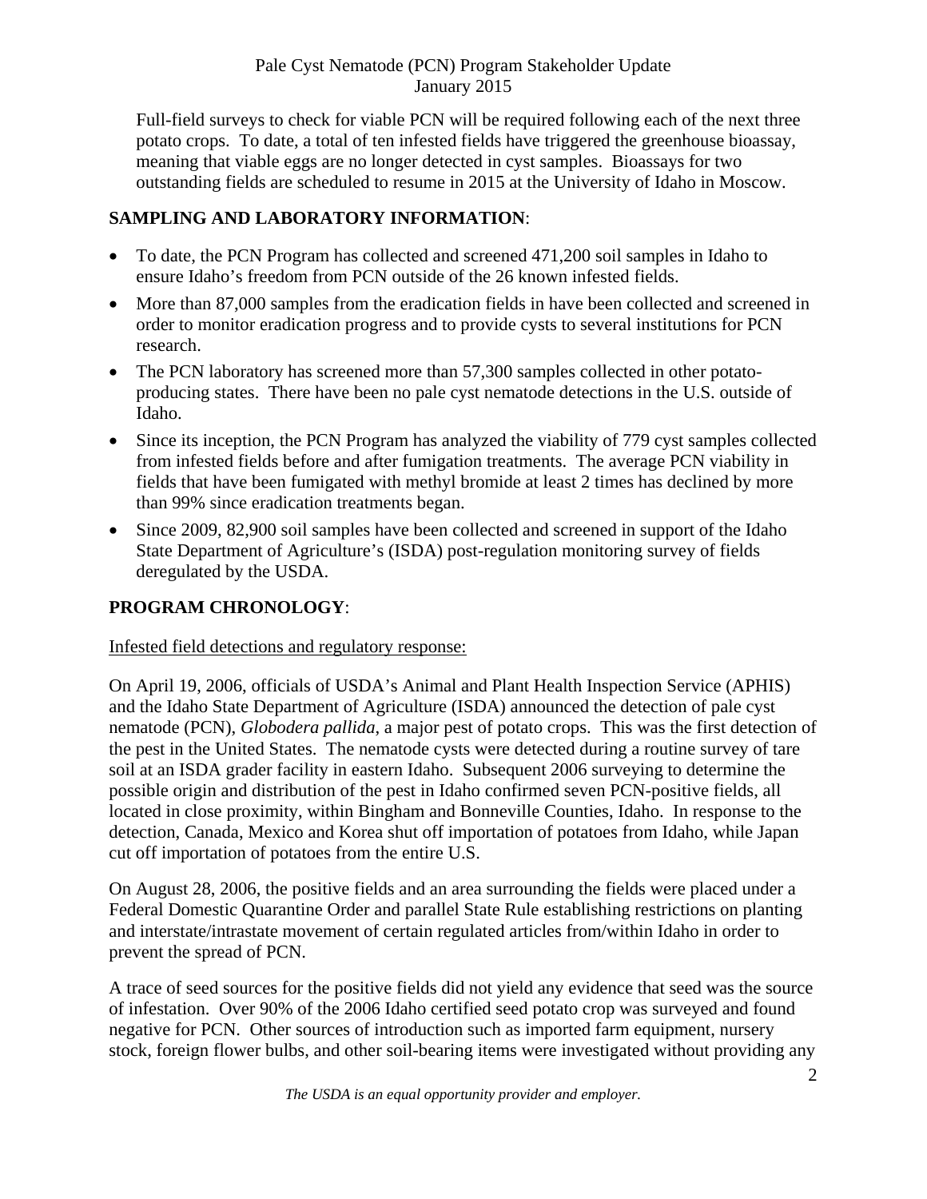Full-field surveys to check for viable PCN will be required following each of the next three potato crops. To date, a total of ten infested fields have triggered the greenhouse bioassay, meaning that viable eggs are no longer detected in cyst samples. Bioassays for two outstanding fields are scheduled to resume in 2015 at the University of Idaho in Moscow.

## SAMPLING AND LABORATORY INFORMATION:

- To date, the PCN Program has collected and screened 471,200 soil samples in Idaho to ensure Idaho's freedom from PCN outside of the 26 known infested fields.
- More than 87,000 samples from the eradication fields in have been collected and screened in order to monitor eradication progress and to provide cysts to several institutions for PCN research.
- The PCN laboratory has screened more than 57,300 samples collected in other potato-producing states. There have been no pale cyst nematode detections in the U.S. outside of Idaho.
- Since its inception, the PCN Program has analyzed the viability of 779 cyst samples collected from infested fields before and after fumigation treatments. The average PCN viability in fields that have been fumigated with methyl bromide at least 2 times has declined by more than 99% since eradication treatments began.
- Since 2009, 82,900 soil samples have been collected and screened in support of the Idaho State Department of Agriculture's (ISDA) post-regulation monitoring survey of fields deregulated by the USDA.

## PROGRAM CHRONOLOGY:

Infested field detections and regulatory response:

On April 19, 2006, officials of USDA's Animal and Plant Health Inspection Service (APHIS) and the Idaho State Department of Agriculture (ISDA) announced the detection of pale cyst nematode (PCN), *Globodera pallida*, a major pest of potato crops. This was the first detection of the pest in the United States. The nematode cysts were detected during a routine survey of tare soil at an ISDA grader facility in eastern Idaho. Subsequent 2006 surveying to determine the possible origin and distribution of the pest in Idaho confirmed seven PCN-positive fields, all located in close proximity, within Bingham and Bonneville Counties, Idaho. In response to the detection, Canada, Mexico and Korea shut off importation of potatoes from Idaho, while Japan cut off importation of potatoes from the entire U.S.

On August 28, 2006, the positive fields and an area surrounding the fields were placed under a Federal Domestic Quarantine Order and parallel State Rule establishing restrictions on planting and interstate/intrastate movement of certain regulated articles from/within Idaho in order to prevent the spread of PCN.

A trace of seed sources for the positive fields did not yield any evidence that seed was the source of infestation. Over 90% of the 2006 Idaho certified seed potato crop was surveyed and found negative for PCN. Other sources of introduction such as imported farm equipment, nursery stock, foreign flower bulbs, and other soil-bearing items were investigated without providing any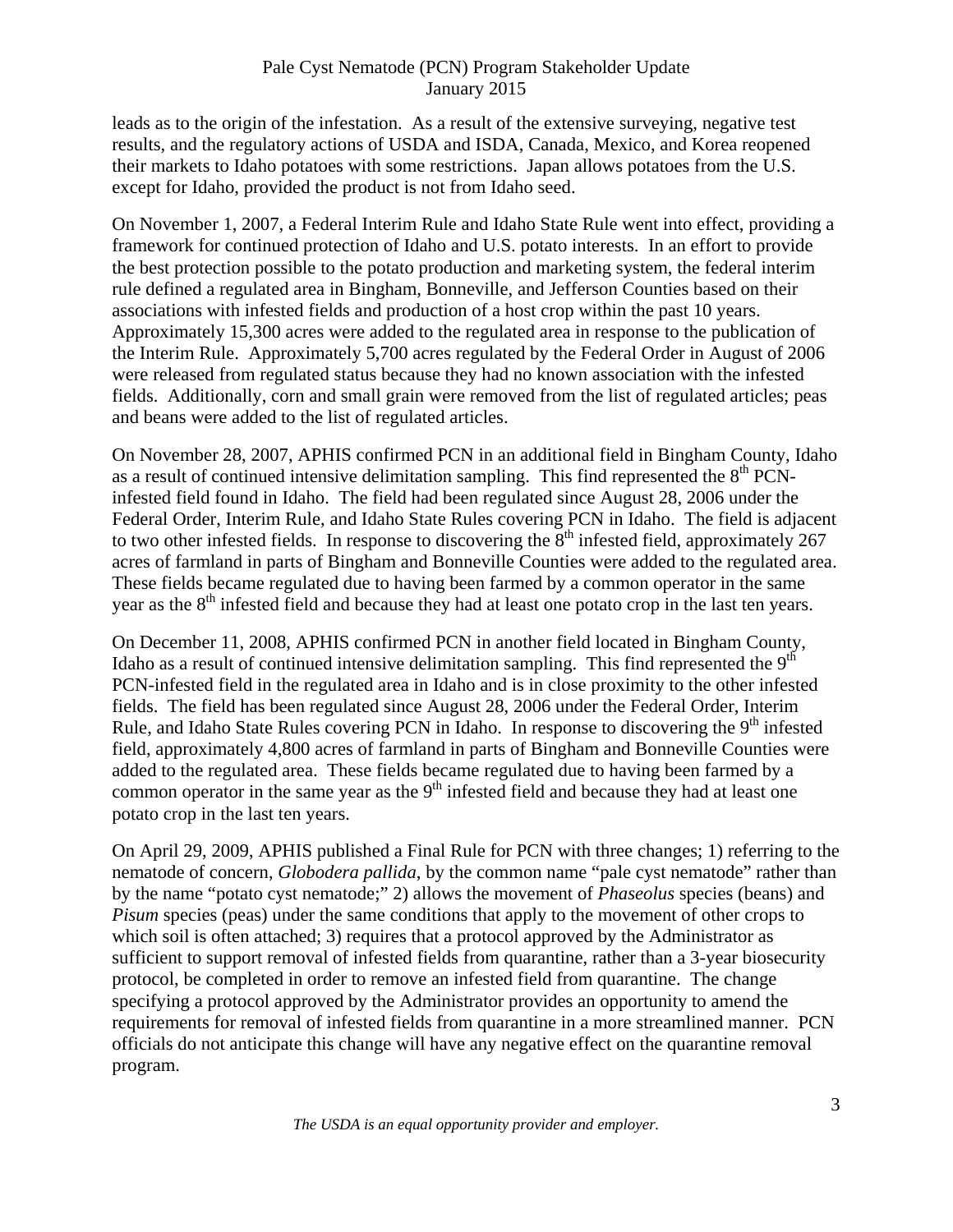leads as to the origin of the infestation. As a result of the extensive surveying, negative test results, and the regulatory actions of USDA and ISDA, Canada, Mexico, and Korea reopened their markets to Idaho potatoes with some restrictions. Japan allows potatoes from the U.S. except for Idaho, provided the product is not from Idaho seed.

On November 1, 2007, a Federal Interim Rule and Idaho State Rule went into effect, providing a framework for continued protection of Idaho and U.S. potato interests. In an effort to provide the best protection possible to the potato production and marketing system, the federal interim rule defined a regulated area in Bingham, Bonneville, and Jefferson Counties based on their associations with infested fields and production of a host crop within the past 10 years. Approximately 15,300 acres were added to the regulated area in response to the publication of the Interim Rule. Approximately 5,700 acres regulated by the Federal Order in August of 2006 were released from regulated status because they had no known association with the infested fields. Additionally, corn and small grain were removed from the list of regulated articles; peas and beans were added to the list of regulated articles.

On November 28, 2007, APHIS confirmed PCN in an additional field in Bingham County, Idaho as a result of continued intensive delimitation sampling. This find represented the 8th PCN-infested field found in Idaho. The field had been regulated since August 28, 2006 under the Federal Order, Interim Rule, and Idaho State Rules covering PCN in Idaho. The field is adjacent to two other infested fields. In response to discovering the 8th infested field, approximately 267 acres of farmland in parts of Bingham and Bonneville Counties were added to the regulated area. These fields became regulated due to having been farmed by a common operator in the same year as the 8th infested field and because they had at least one potato crop in the last ten years.

On December 11, 2008, APHIS confirmed PCN in another field located in Bingham County, Idaho as a result of continued intensive delimitation sampling. This find represented the 9th PCN-infested field in the regulated area in Idaho and is in close proximity to the other infested fields. The field has been regulated since August 28, 2006 under the Federal Order, Interim Rule, and Idaho State Rules covering PCN in Idaho. In response to discovering the 9th infested field, approximately 4,800 acres of farmland in parts of Bingham and Bonneville Counties were added to the regulated area. These fields became regulated due to having been farmed by a common operator in the same year as the 9th infested field and because they had at least one potato crop in the last ten years.

On April 29, 2009, APHIS published a Final Rule for PCN with three changes; 1) referring to the nematode of concern, *Globodera pallida*, by the common name "pale cyst nematode" rather than by the name "potato cyst nematode;" 2) allows the movement of *Phaseolus* species (beans) and *Pisum* species (peas) under the same conditions that apply to the movement of other crops to which soil is often attached; 3) requires that a protocol approved by the Administrator as sufficient to support removal of infested fields from quarantine, rather than a 3-year biosecurity protocol, be completed in order to remove an infested field from quarantine. The change specifying a protocol approved by the Administrator provides an opportunity to amend the requirements for removal of infested fields from quarantine in a more streamlined manner. PCN officials do not anticipate this change will have any negative effect on the quarantine removal program.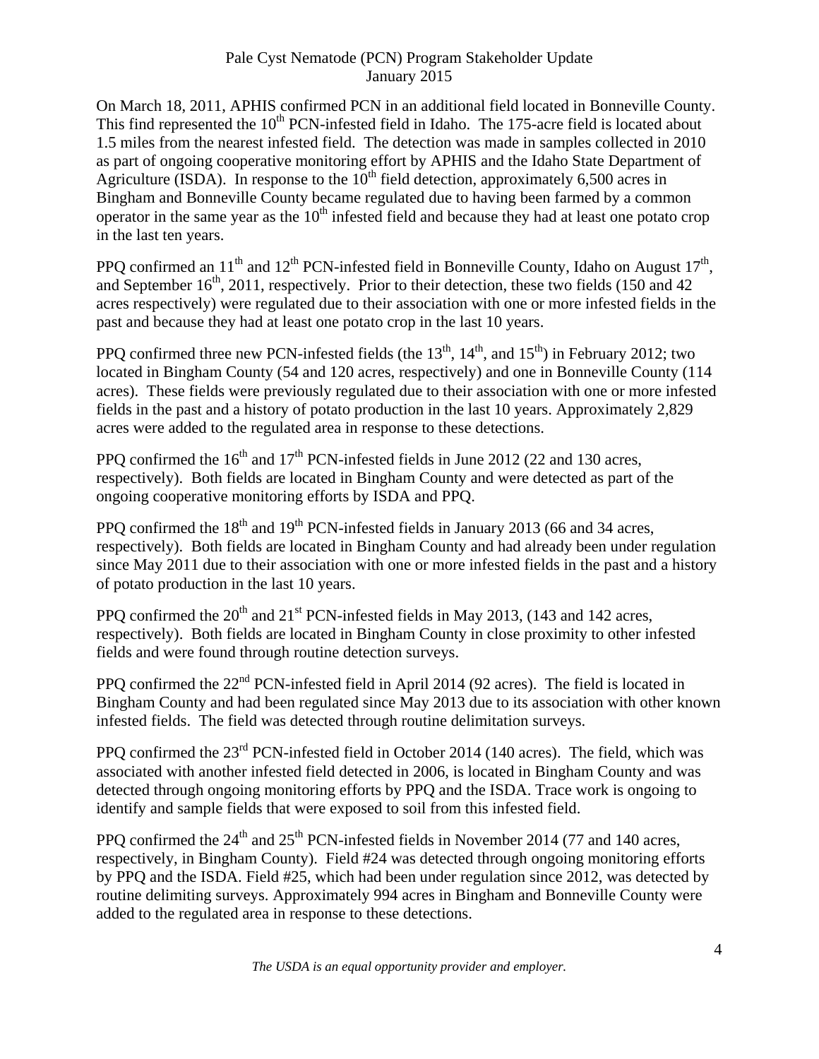On March 18, 2011, APHIS confirmed PCN in an additional field located in Bonneville County. This find represented the 10th PCN-infested field in Idaho. The 175-acre field is located about 1.5 miles from the nearest infested field. The detection was made in samples collected in 2010 as part of ongoing cooperative monitoring effort by APHIS and the Idaho State Department of Agriculture (ISDA). In response to the 10th field detection, approximately 6,500 acres in Bingham and Bonneville County became regulated due to having been farmed by a common operator in the same year as the 10th infested field and because they had at least one potato crop in the last ten years.

PPQ confirmed an 11th and 12th PCN-infested field in Bonneville County, Idaho on August 17th, and September 16th, 2011, respectively. Prior to their detection, these two fields (150 and 42 acres respectively) were regulated due to their association with one or more infested fields in the past and because they had at least one potato crop in the last 10 years.

PPQ confirmed three new PCN-infested fields (the 13th, 14th, and 15th) in February 2012; two located in Bingham County (54 and 120 acres, respectively) and one in Bonneville County (114 acres). These fields were previously regulated due to their association with one or more infested fields in the past and a history of potato production in the last 10 years. Approximately 2,829 acres were added to the regulated area in response to these detections.

PPQ confirmed the 16th and 17th PCN-infested fields in June 2012 (22 and 130 acres, respectively). Both fields are located in Bingham County and were detected as part of the ongoing cooperative monitoring efforts by ISDA and PPQ.

PPQ confirmed the 18th and 19th PCN-infested fields in January 2013 (66 and 34 acres, respectively). Both fields are located in Bingham County and had already been under regulation since May 2011 due to their association with one or more infested fields in the past and a history of potato production in the last 10 years.

PPQ confirmed the 20th and 21st PCN-infested fields in May 2013, (143 and 142 acres, respectively). Both fields are located in Bingham County in close proximity to other infested fields and were found through routine detection surveys.

PPQ confirmed the 22nd PCN-infested field in April 2014 (92 acres). The field is located in Bingham County and had been regulated since May 2013 due to its association with other known infested fields. The field was detected through routine delimitation surveys.

PPQ confirmed the 23rd PCN-infested field in October 2014 (140 acres). The field, which was associated with another infested field detected in 2006, is located in Bingham County and was detected through ongoing monitoring efforts by PPQ and the ISDA. Trace work is ongoing to identify and sample fields that were exposed to soil from this infested field.

PPQ confirmed the 24th and 25th PCN-infested fields in November 2014 (77 and 140 acres, respectively, in Bingham County). Field #24 was detected through ongoing monitoring efforts by PPQ and the ISDA. Field #25, which had been under regulation since 2012, was detected by routine delimiting surveys. Approximately 994 acres in Bingham and Bonneville County were added to the regulated area in response to these detections.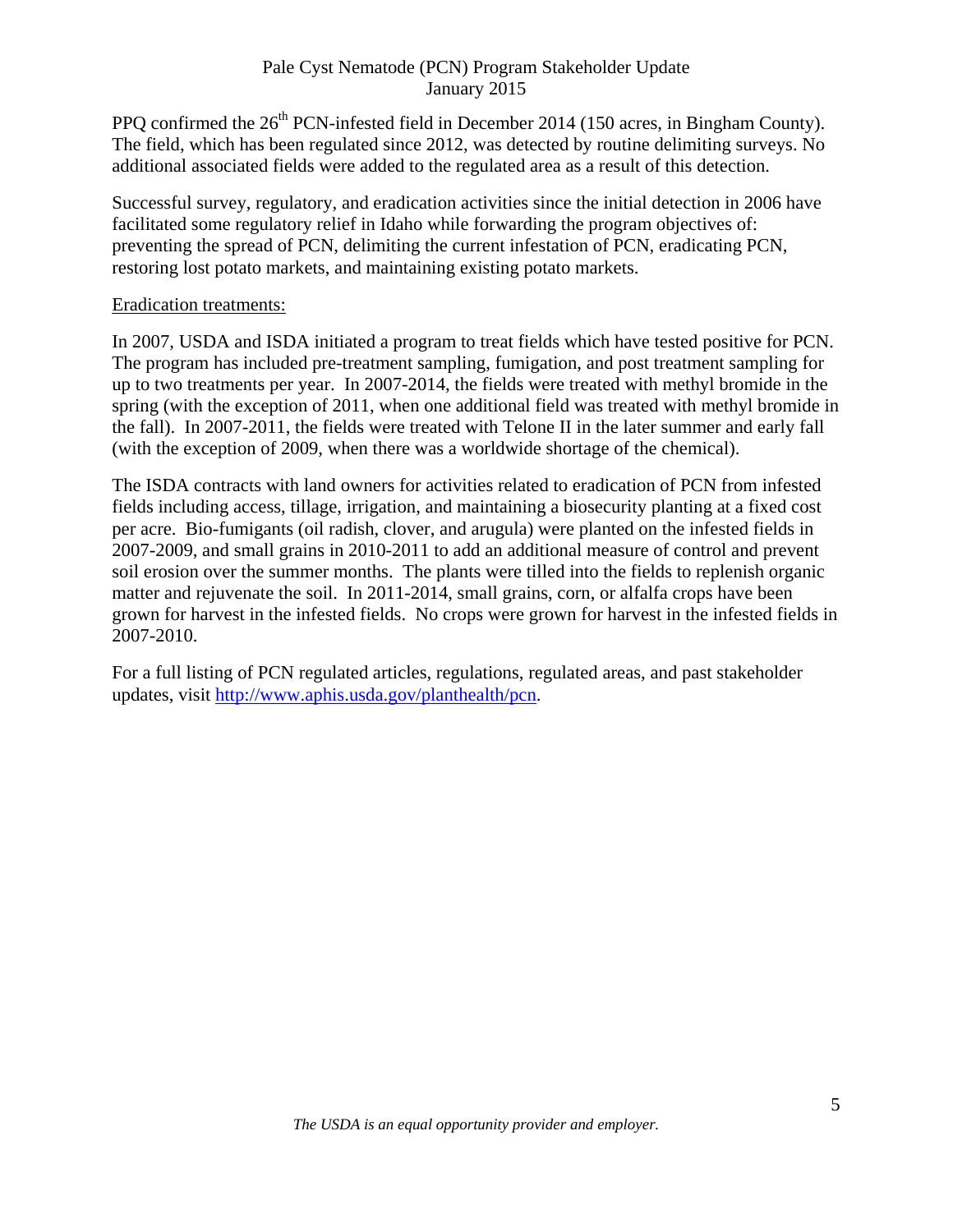PPQ confirmed the 26th PCN-infested field in December 2014 (150 acres, in Bingham County). The field, which has been regulated since 2012, was detected by routine delimiting surveys. No additional associated fields were added to the regulated area as a result of this detection.

Successful survey, regulatory, and eradication activities since the initial detection in 2006 have facilitated some regulatory relief in Idaho while forwarding the program objectives of: preventing the spread of PCN, delimiting the current infestation of PCN, eradicating PCN, restoring lost potato markets, and maintaining existing potato markets.

Eradication treatments:

In 2007, USDA and ISDA initiated a program to treat fields which have tested positive for PCN. The program has included pre-treatment sampling, fumigation, and post treatment sampling for up to two treatments per year. In 2007-2014, the fields were treated with methyl bromide in the spring (with the exception of 2011, when one additional field was treated with methyl bromide in the fall). In 2007-2011, the fields were treated with Telone II in the later summer and early fall (with the exception of 2009, when there was a worldwide shortage of the chemical).

The ISDA contracts with land owners for activities related to eradication of PCN from infested fields including access, tillage, irrigation, and maintaining a biosecurity planting at a fixed cost per acre. Bio-fumigants (oil radish, clover, and arugula) were planted on the infested fields in 2007-2009, and small grains in 2010-2011 to add an additional measure of control and prevent soil erosion over the summer months. The plants were tilled into the fields to replenish organic matter and rejuvenate the soil. In 2011-2014, small grains, corn, or alfalfa crops have been grown for harvest in the infested fields. No crops were grown for harvest in the infested fields in 2007-2010.

For a full listing of PCN regulated articles, regulations, regulated areas, and past stakeholder updates, visit http://www.aphis.usda.gov/planthealth/pcn.

*The USDA is an equal opportunity provider and employer.*